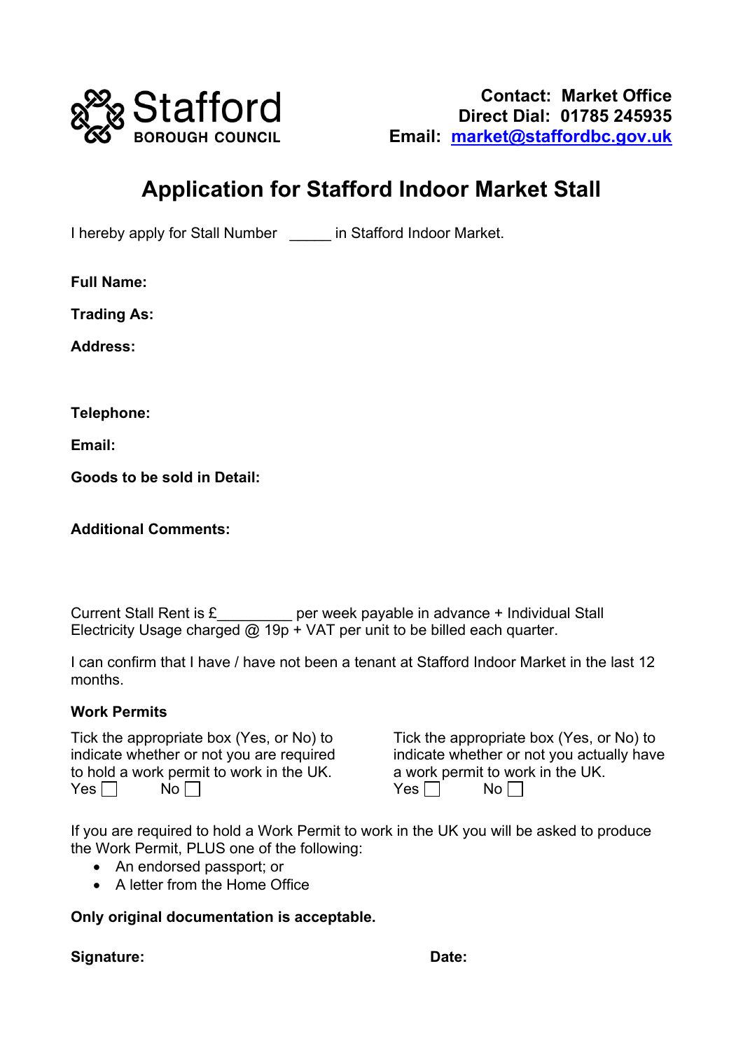Stafford BOROUGH COUNCIL

**Contact: Market Office**
**Direct Dial: 01785 245935**
**Email: market@staffordbc.gov.uk**

# Application for Stafford Indoor Market Stall

I hereby apply for Stall Number _____ in Stafford Indoor Market.

**Full Name:**

**Trading As:**

**Address:**

**Telephone:**

**Email:**

**Goods to be sold in Detail:**

**Additional Comments:**

Current Stall Rent is £_________ per week payable in advance + Individual Stall Electricity Usage charged @ 19p + VAT per unit to be billed each quarter.

I can confirm that I have / have not been a tenant at Stafford Indoor Market in the last 12 months.

### Work Permits

Tick the appropriate box (Yes, or No) to indicate whether or not you are required to hold a work permit to work in the UK.
Yes ☐ No ☐

Tick the appropriate box (Yes, or No) to indicate whether or not you actually have a work permit to work in the UK.
Yes ☐ No ☐

If you are required to hold a Work Permit to work in the UK you will be asked to produce the Work Permit, PLUS one of the following:

- An endorsed passport; or
- A letter from the Home Office

**Only original documentation is acceptable.**

**Signature:** **Date:**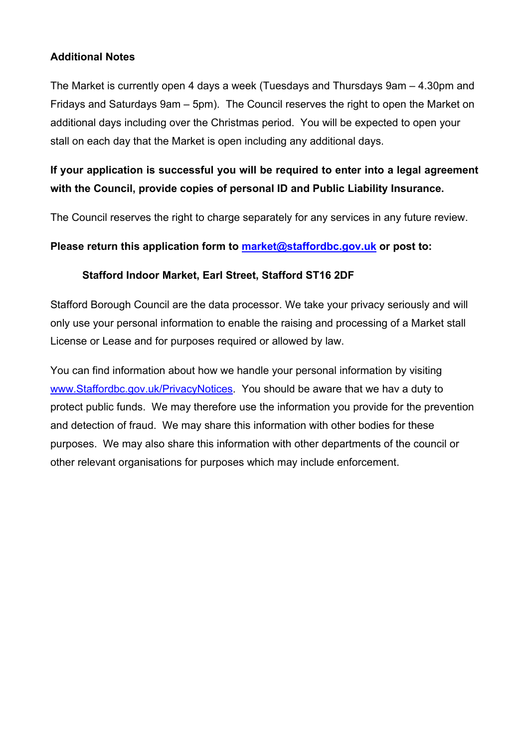**Additional Notes**

The Market is currently open 4 days a week (Tuesdays and Thursdays 9am – 4.30pm and Fridays and Saturdays 9am – 5pm). The Council reserves the right to open the Market on additional days including over the Christmas period. You will be expected to open your stall on each day that the Market is open including any additional days.

**If your application is successful you will be required to enter into a legal agreement with the Council, provide copies of personal ID and Public Liability Insurance.**

The Council reserves the right to charge separately for any services in any future review.

**Please return this application form to market@staffordbc.gov.uk or post to:**

> **Stafford Indoor Market, Earl Street, Stafford ST16 2DF**

Stafford Borough Council are the data processor. We take your privacy seriously and will only use your personal information to enable the raising and processing of a Market stall License or Lease and for purposes required or allowed by law.

You can find information about how we handle your personal information by visiting www.Staffordbc.gov.uk/PrivacyNotices. You should be aware that we hav a duty to protect public funds. We may therefore use the information you provide for the prevention and detection of fraud. We may share this information with other bodies for these purposes. We may also share this information with other departments of the council or other relevant organisations for purposes which may include enforcement.